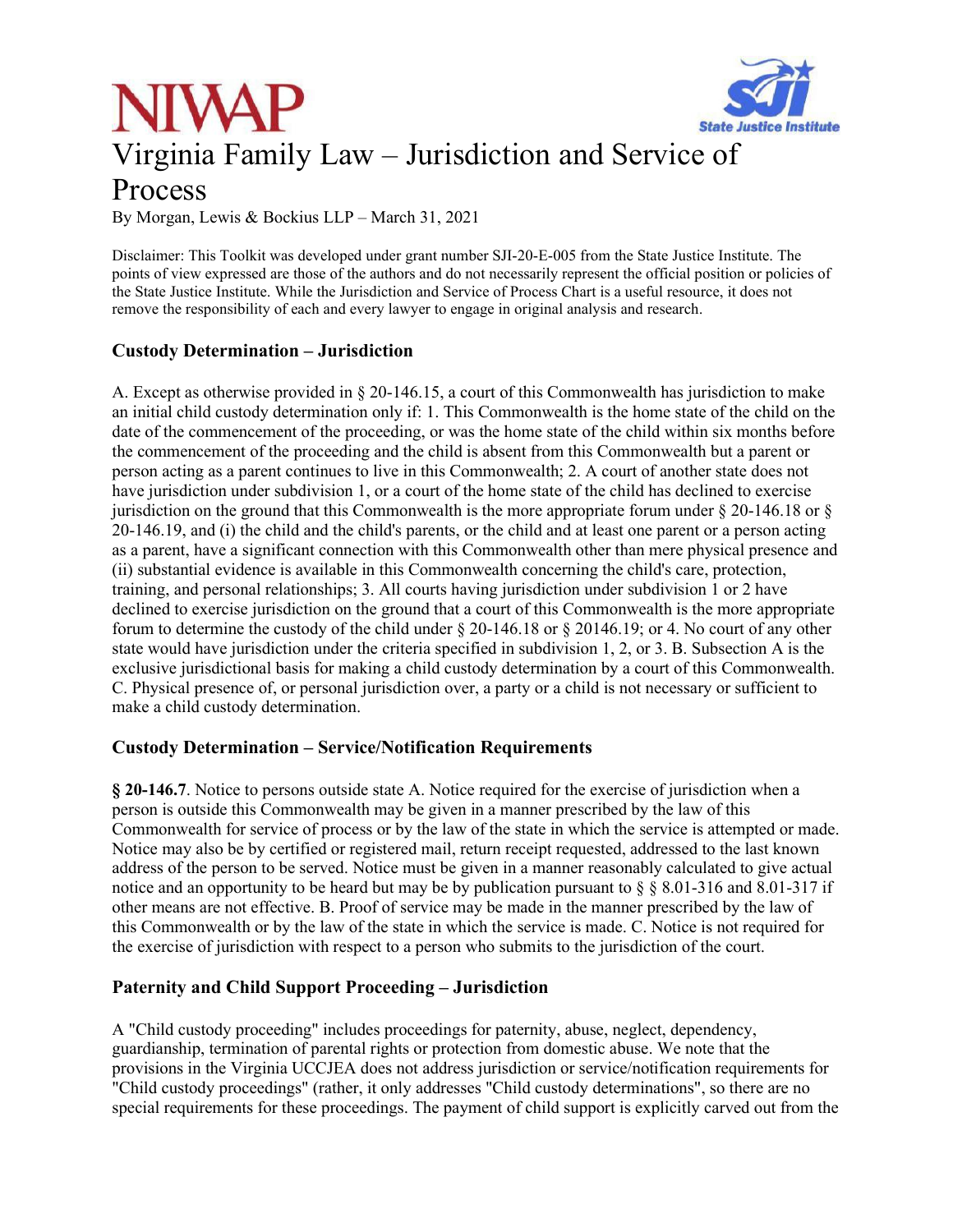NIWAP

State Justice Institute

# Virginia Family Law – Jurisdiction and Service of Process

By Morgan, Lewis & Bockius LLP – March 31, 2021

Disclaimer: This Toolkit was developed under grant number SJI-20-E-005 from the State Justice Institute. The points of view expressed are those of the authors and do not necessarily represent the official position or policies of the State Justice Institute. While the Jurisdiction and Service of Process Chart is a useful resource, it does not remove the responsibility of each and every lawyer to engage in original analysis and research.

### Custody Determination – Jurisdiction

A. Except as otherwise provided in § 20-146.15, a court of this Commonwealth has jurisdiction to make an initial child custody determination only if: 1. This Commonwealth is the home state of the child on the date of the commencement of the proceeding, or was the home state of the child within six months before the commencement of the proceeding and the child is absent from this Commonwealth but a parent or person acting as a parent continues to live in this Commonwealth; 2. A court of another state does not have jurisdiction under subdivision 1, or a court of the home state of the child has declined to exercise jurisdiction on the ground that this Commonwealth is the more appropriate forum under § 20-146.18 or § 20-146.19, and (i) the child and the child's parents, or the child and at least one parent or a person acting as a parent, have a significant connection with this Commonwealth other than mere physical presence and (ii) substantial evidence is available in this Commonwealth concerning the child's care, protection, training, and personal relationships; 3. All courts having jurisdiction under subdivision 1 or 2 have declined to exercise jurisdiction on the ground that a court of this Commonwealth is the more appropriate forum to determine the custody of the child under § 20-146.18 or § 20146.19; or 4. No court of any other state would have jurisdiction under the criteria specified in subdivision 1, 2, or 3. B. Subsection A is the exclusive jurisdictional basis for making a child custody determination by a court of this Commonwealth. C. Physical presence of, or personal jurisdiction over, a party or a child is not necessary or sufficient to make a child custody determination.

### Custody Determination – Service/Notification Requirements

**§ 20-146.7**. Notice to persons outside state A. Notice required for the exercise of jurisdiction when a person is outside this Commonwealth may be given in a manner prescribed by the law of this Commonwealth for service of process or by the law of the state in which the service is attempted or made. Notice may also be by certified or registered mail, return receipt requested, addressed to the last known address of the person to be served. Notice must be given in a manner reasonably calculated to give actual notice and an opportunity to be heard but may be by publication pursuant to § § 8.01-316 and 8.01-317 if other means are not effective. B. Proof of service may be made in the manner prescribed by the law of this Commonwealth or by the law of the state in which the service is made. C. Notice is not required for the exercise of jurisdiction with respect to a person who submits to the jurisdiction of the court.

### Paternity and Child Support Proceeding – Jurisdiction

A "Child custody proceeding" includes proceedings for paternity, abuse, neglect, dependency, guardianship, termination of parental rights or protection from domestic abuse. We note that the provisions in the Virginia UCCJEA does not address jurisdiction or service/notification requirements for "Child custody proceedings" (rather, it only addresses "Child custody determinations", so there are no special requirements for these proceedings. The payment of child support is explicitly carved out from the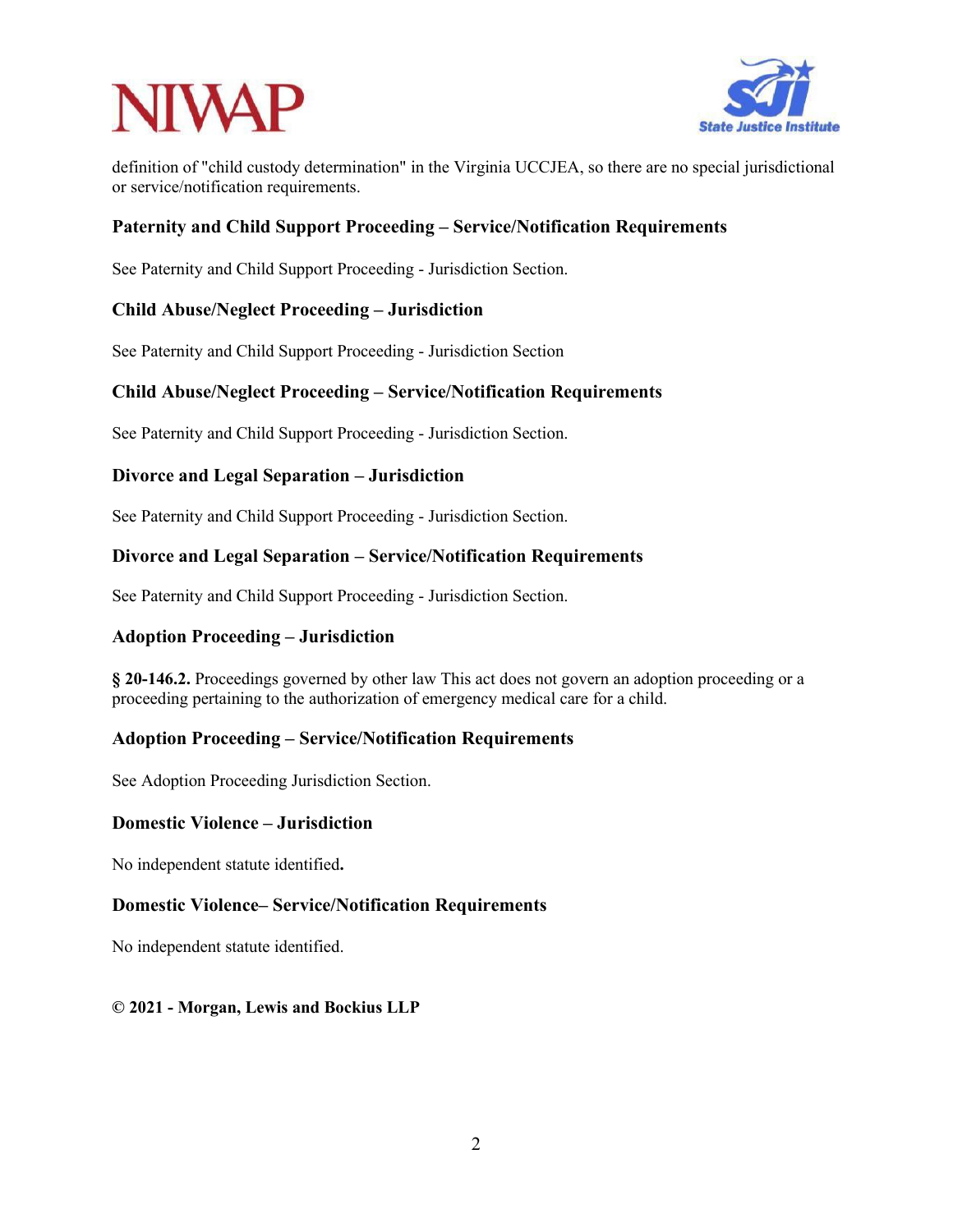definition of "child custody determination" in the Virginia UCCJEA, so there are no special jurisdictional or service/notification requirements.

### Paternity and Child Support Proceeding – Service/Notification Requirements

See Paternity and Child Support Proceeding - Jurisdiction Section.

### Child Abuse/Neglect Proceeding – Jurisdiction

See Paternity and Child Support Proceeding - Jurisdiction Section

### Child Abuse/Neglect Proceeding – Service/Notification Requirements

See Paternity and Child Support Proceeding - Jurisdiction Section.

### Divorce and Legal Separation – Jurisdiction

See Paternity and Child Support Proceeding - Jurisdiction Section.

### Divorce and Legal Separation – Service/Notification Requirements

See Paternity and Child Support Proceeding - Jurisdiction Section.

### Adoption Proceeding – Jurisdiction

**§ 20-146.2.** Proceedings governed by other law This act does not govern an adoption proceeding or a proceeding pertaining to the authorization of emergency medical care for a child.

### Adoption Proceeding – Service/Notification Requirements

See Adoption Proceeding Jurisdiction Section.

### Domestic Violence – Jurisdiction

No independent statute identified**.**

### Domestic Violence– Service/Notification Requirements

No independent statute identified.

**© 2021 - Morgan, Lewis and Bockius LLP**